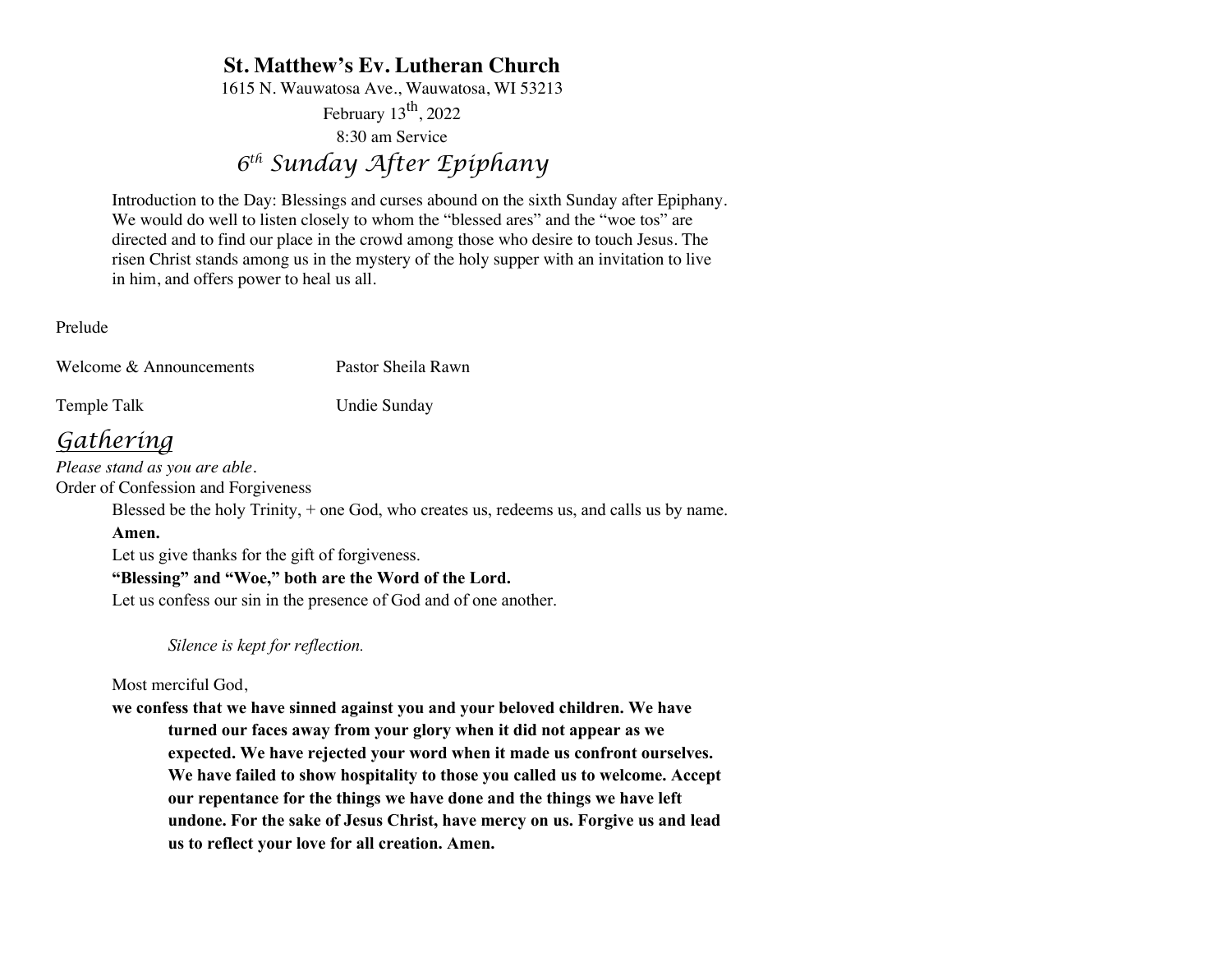# St. Matthew's Ev. Lutheran Church

1615 N. Wauwatosa Ave., Wauwatosa, WI 53213

February 13th, 2022

8:30 am Service

## *6th Sunday After Epiphany*

Introduction to the Day: Blessings and curses abound on the sixth Sunday after Epiphany. We would do well to listen closely to whom the "blessed ares" and the "woe tos" are directed and to find our place in the crowd among those who desire to touch Jesus. The risen Christ stands among us in the mystery of the holy supper with an invitation to live in him, and offers power to heal us all.

Prelude

Welcome & Announcements — Pastor Sheila Rawn

Temple Talk — Undie Sunday

## *Gathering*

*Please stand as you are able.*

Order of Confession and Forgiveness

Blessed be the holy Trinity, + one God, who creates us, redeems us, and calls us by name.

**Amen.**

Let us give thanks for the gift of forgiveness.

**"Blessing" and "Woe," both are the Word of the Lord.**

Let us confess our sin in the presence of God and of one another.

*Silence is kept for reflection.*

Most merciful God,

**we confess that we have sinned against you and your beloved children. We have turned our faces away from your glory when it did not appear as we expected. We have rejected your word when it made us confront ourselves. We have failed to show hospitality to those you called us to welcome. Accept our repentance for the things we have done and the things we have left undone. For the sake of Jesus Christ, have mercy on us. Forgive us and lead us to reflect your love for all creation. Amen.**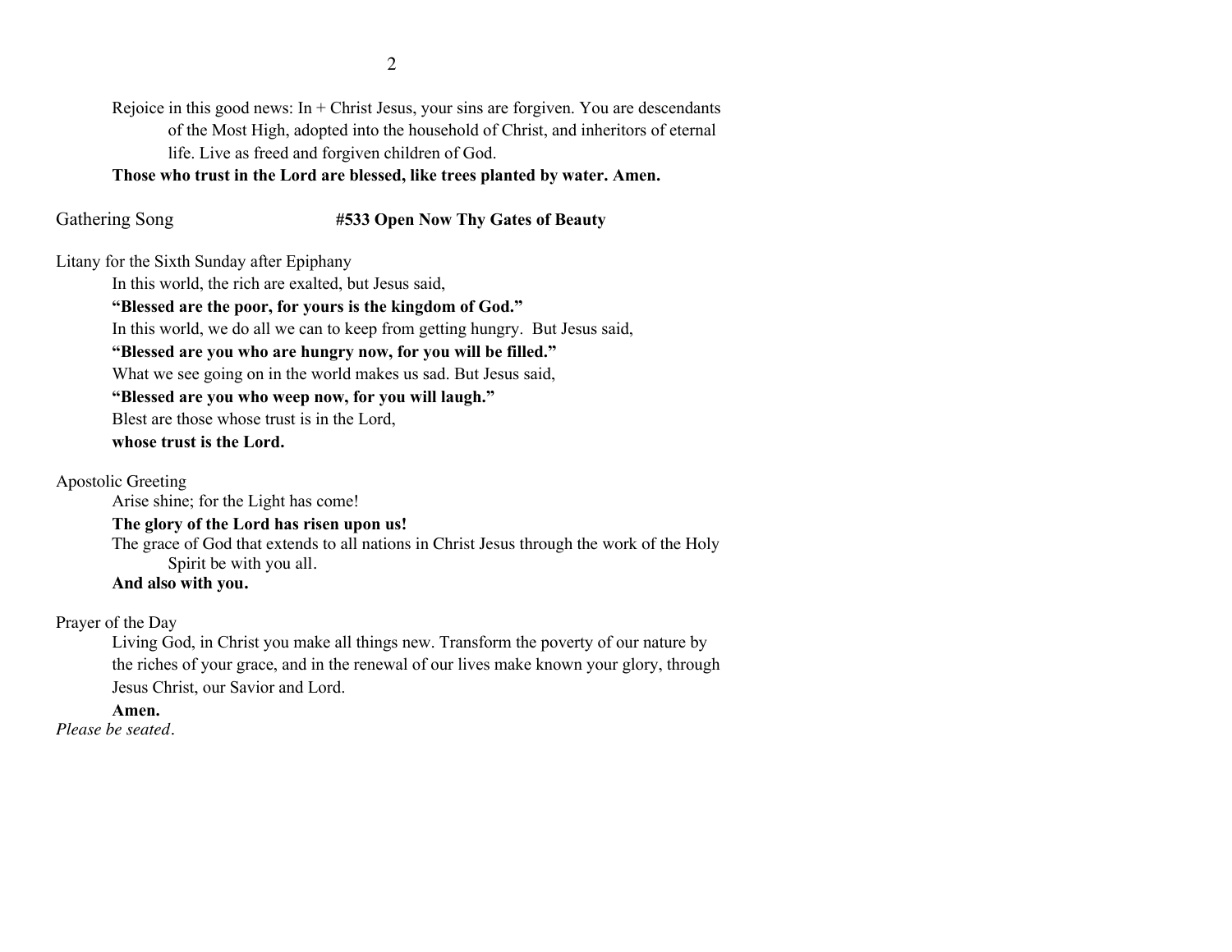Rejoice in this good news: In + Christ Jesus, your sins are forgiven. You are descendants of the Most High, adopted into the household of Christ, and inheritors of eternal life. Live as freed and forgiven children of God.

**Those who trust in the Lord are blessed, like trees planted by water. Amen.**

Gathering Song **#533 Open Now Thy Gates of Beauty**

Litany for the Sixth Sunday after Epiphany

In this world, the rich are exalted, but Jesus said,

**"Blessed are the poor, for yours is the kingdom of God."**

In this world, we do all we can to keep from getting hungry. But Jesus said,

**"Blessed are you who are hungry now, for you will be filled."**

What we see going on in the world makes us sad. But Jesus said,

**"Blessed are you who weep now, for you will laugh."**

Blest are those whose trust is in the Lord,

**whose trust is the Lord.**

Apostolic Greeting

Arise shine; for the Light has come!

**The glory of the Lord has risen upon us!**

The grace of God that extends to all nations in Christ Jesus through the work of the Holy Spirit be with you all.

**And also with you.**

Prayer of the Day

Living God, in Christ you make all things new. Transform the poverty of our nature by the riches of your grace, and in the renewal of our lives make known your glory, through Jesus Christ, our Savior and Lord.

**Amen.**

*Please be seated.*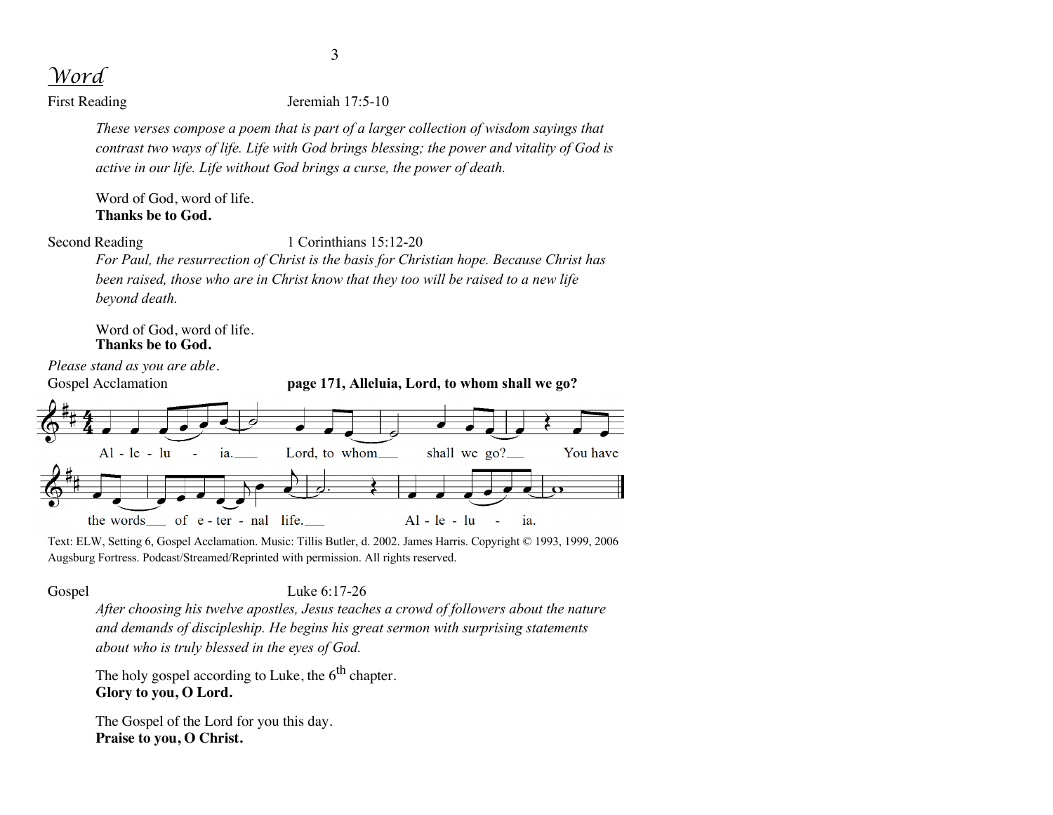## *Word*

First Reading Jeremiah 17:5-10

*These verses compose a poem that is part of a larger collection of wisdom sayings that contrast two ways of life. Life with God brings blessing; the power and vitality of God is active in our life. Life without God brings a curse, the power of death.*

Word of God, word of life.
**Thanks be to God.**

Second Reading 1 Corinthians 15:12-20

*For Paul, the resurrection of Christ is the basis for Christian hope. Because Christ has been raised, those who are in Christ know that they too will be raised to a new life beyond death.*

Word of God, word of life.
**Thanks be to God.**

*Please stand as you are able.*

Gospel Acclamation **page 171, Alleluia, Lord, to whom shall we go?**

Al - le - lu - ia. Lord, to whom shall we go? You have the words of e - ter - nal life. Al - le - lu - ia.

Text: ELW, Setting 6, Gospel Acclamation. Music: Tillis Butler, d. 2002. James Harris. Copyright © 1993, 1999, 2006 Augsburg Fortress. Podcast/Streamed/Reprinted with permission. All rights reserved.

Gospel Luke 6:17-26

*After choosing his twelve apostles, Jesus teaches a crowd of followers about the nature and demands of discipleship. He begins his great sermon with surprising statements about who is truly blessed in the eyes of God.*

The holy gospel according to Luke, the 6th chapter.
**Glory to you, O Lord.**

The Gospel of the Lord for you this day.
**Praise to you, O Christ.**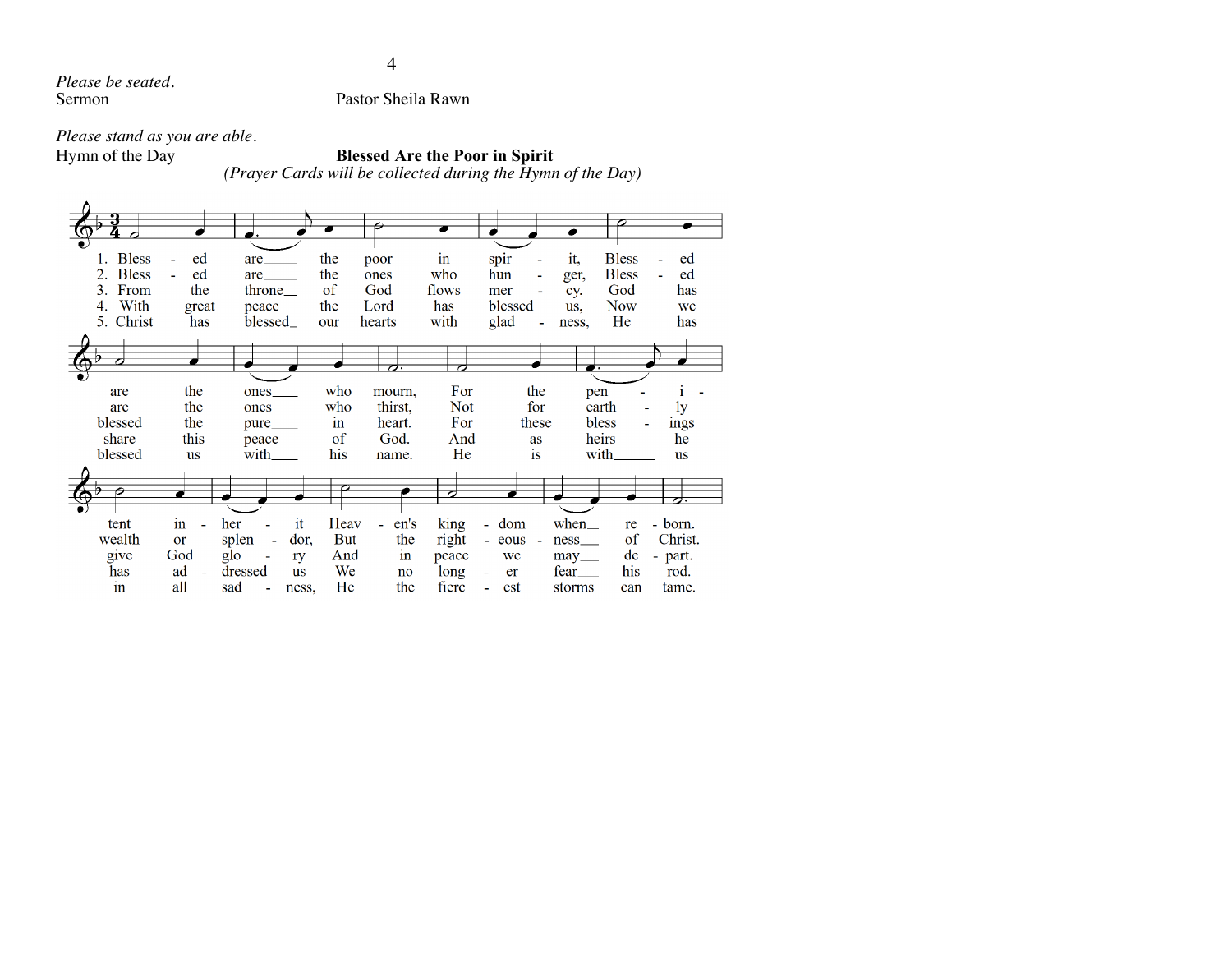*Please be seated.*

Sermon Pastor Sheila Rawn

*Please stand as you are able.*

Hymn of the Day **Blessed Are the Poor in Spirit**

*(Prayer Cards will be collected during the Hymn of the Day)*

1. Blessed are the poor in spirit,
Blessed are the ones who mourn,
For the penitent inherit
Heaven's kingdom when reborn.

2. Blessed are the ones who hunger,
Blessed are the ones who thirst,
Not for earthly wealth or splendor,
But the righteousness of Christ.

3. From the throne of God flows mercy,
God has blessed the pure in heart.
For these blessings give God glory,
And in peace we may depart.

4. With great peace the Lord has blessed us,
Now we share this peace of God.
And as heirs he has addressed us,
We no longer fear his rod.

5. Christ has blessed our hearts with gladness,
He has blessed us with his name.
He is with us in all sadness,
He the fiercest storms can tame.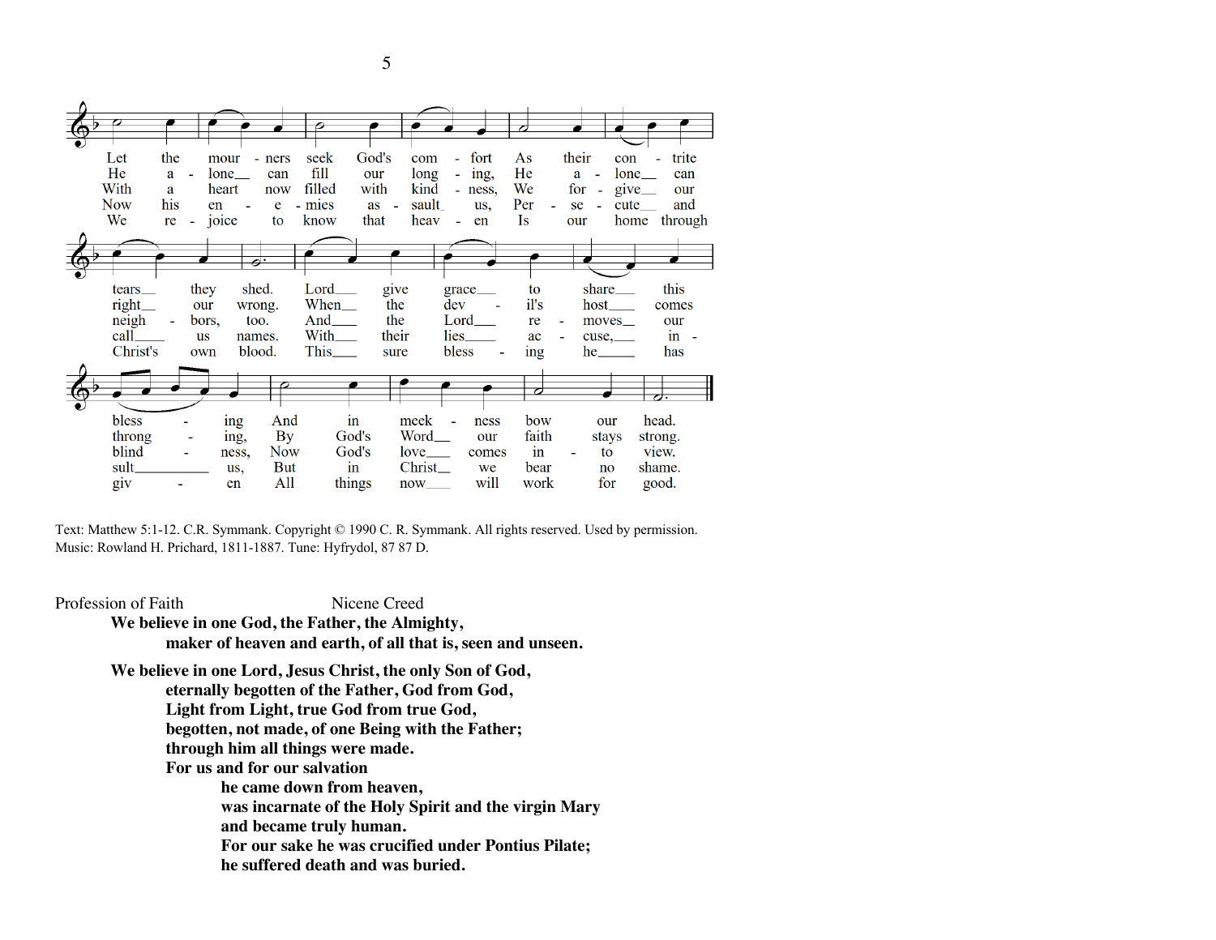Let the mourners seek God's comfort As their contrite tears they shed. Lord give grace to share this blessing And in meekness bow our head.

He alone can fill our longing, He alone can right our wrong. When the devil's host comes thronging, By God's Word our faith stays strong.

With a heart now filled with kindness, We forgive our neighbors, too. And the Lord removes our blindness, Now God's love comes into view.

Now his enemies assault us, Persecute and call us names. With their lies accuse, insult us, But in Christ we bear no shame.

We rejoice to know that heaven Is our home through Christ's own blood. This sure blessing he has given All things now will work for good.

Text: Matthew 5:1-12. C.R. Symmank. Copyright © 1990 C. R. Symmank. All rights reserved. Used by permission.
Music: Rowland H. Prichard, 1811-1887. Tune: Hyfrydol, 87 87 D.

Profession of Faith Nicene Creed

**We believe in one God, the Father, the Almighty,**
**maker of heaven and earth, of all that is, seen and unseen.**

**We believe in one Lord, Jesus Christ, the only Son of God,**
**eternally begotten of the Father, God from God,**
**Light from Light, true God from true God,**
**begotten, not made, of one Being with the Father;**
**through him all things were made.**
**For us and for our salvation**
**he came down from heaven,**
**was incarnate of the Holy Spirit and the virgin Mary**
**and became truly human.**
**For our sake he was crucified under Pontius Pilate;**
**he suffered death and was buried.**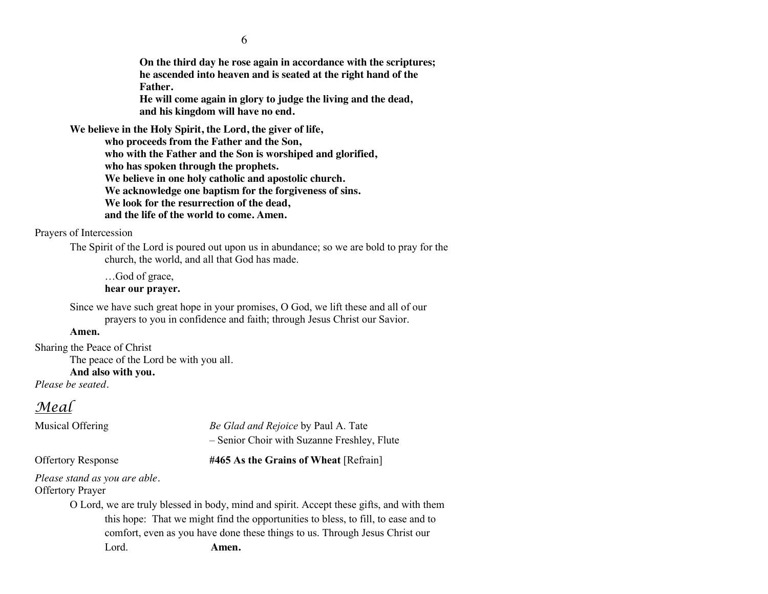**On the third day he rose again in accordance with the scriptures;**
**he ascended into heaven and is seated at the right hand of the Father.**
**He will come again in glory to judge the living and the dead,**
**and his kingdom will have no end.**

**We believe in the Holy Spirit, the Lord, the giver of life,**
**who proceeds from the Father and the Son,**
**who with the Father and the Son is worshiped and glorified,**
**who has spoken through the prophets.**
**We believe in one holy catholic and apostolic church.**
**We acknowledge one baptism for the forgiveness of sins.**
**We look for the resurrection of the dead,**
**and the life of the world to come. Amen.**

Prayers of Intercession

The Spirit of the Lord is poured out upon us in abundance; so we are bold to pray for the church, the world, and all that God has made.

…God of grace,
**hear our prayer.**

Since we have such great hope in your promises, O God, we lift these and all of our prayers to you in confidence and faith; through Jesus Christ our Savior.
**Amen.**

Sharing the Peace of Christ

The peace of the Lord be with you all.
**And also with you.**

*Please be seated.*

# *Meal*

Musical Offering — *Be Glad and Rejoice* by Paul A. Tate
– Senior Choir with Suzanne Freshley, Flute

Offertory Response — **#465 As the Grains of Wheat** [Refrain]

*Please stand as you are able.*

Offertory Prayer

O Lord, we are truly blessed in body, mind and spirit. Accept these gifts, and with them this hope: That we might find the opportunities to bless, to fill, to ease and to comfort, even as you have done these things to us. Through Jesus Christ our Lord. **Amen.**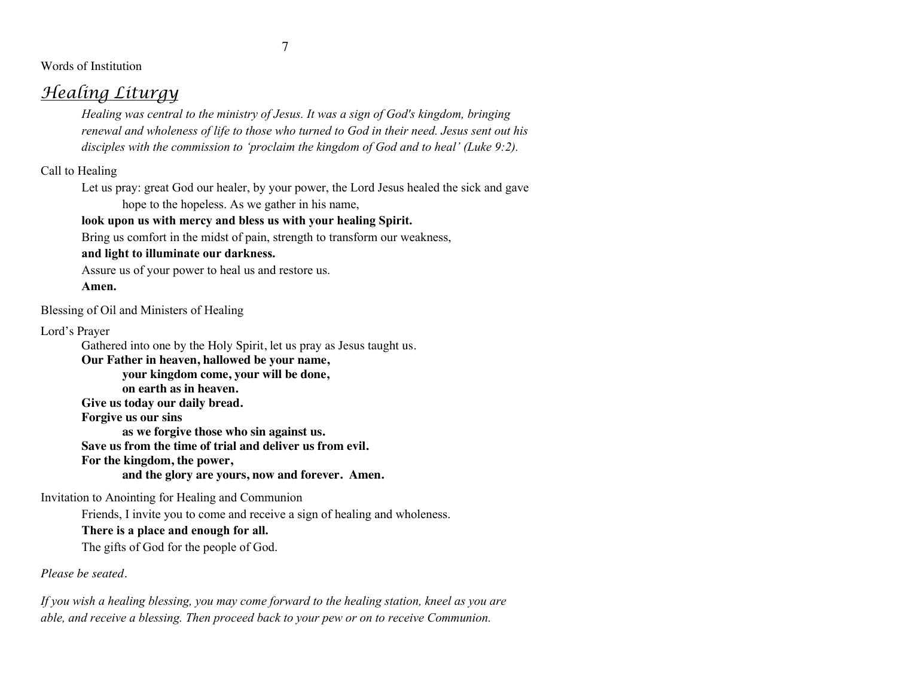Words of Institution

## *Healing Liturgy*

*Healing was central to the ministry of Jesus. It was a sign of God's kingdom, bringing renewal and wholeness of life to those who turned to God in their need. Jesus sent out his disciples with the commission to 'proclaim the kingdom of God and to heal' (Luke 9:2).*

Call to Healing

Let us pray: great God our healer, by your power, the Lord Jesus healed the sick and gave hope to the hopeless. As we gather in his name,

**look upon us with mercy and bless us with your healing Spirit.**

Bring us comfort in the midst of pain, strength to transform our weakness,

**and light to illuminate our darkness.**

Assure us of your power to heal us and restore us.

**Amen.**

Blessing of Oil and Ministers of Healing

Lord's Prayer

Gathered into one by the Holy Spirit, let us pray as Jesus taught us.

**Our Father in heaven, hallowed be your name,**
**your kingdom come, your will be done,**
**on earth as in heaven.**
**Give us today our daily bread.**
**Forgive us our sins**
**as we forgive those who sin against us.**
**Save us from the time of trial and deliver us from evil.**
**For the kingdom, the power,**
**and the glory are yours, now and forever. Amen.**

Invitation to Anointing for Healing and Communion

Friends, I invite you to come and receive a sign of healing and wholeness.

**There is a place and enough for all.**

The gifts of God for the people of God.

*Please be seated.*

*If you wish a healing blessing, you may come forward to the healing station, kneel as you are able, and receive a blessing. Then proceed back to your pew or on to receive Communion.*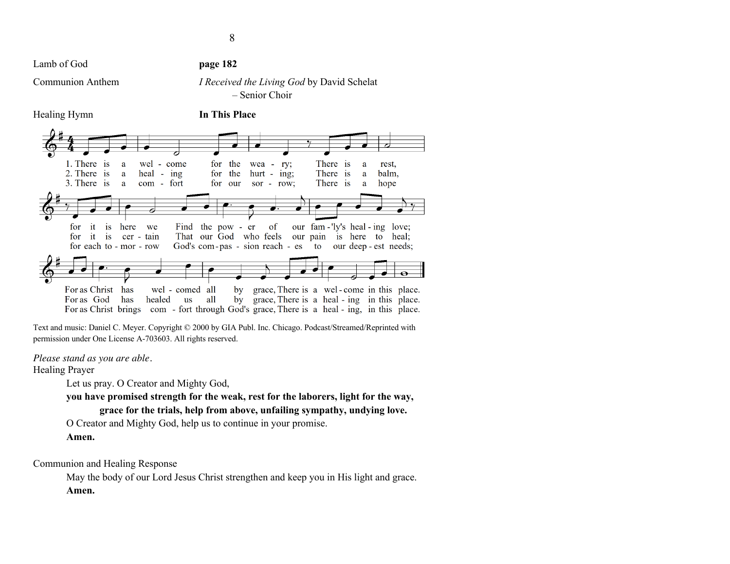Lamb of God **page 182**

Communion Anthem *I Received the Living God* by David Schelat
– Senior Choir

Healing Hymn **In This Place**

1. There is a wel - come for the wea - ry; There is a rest, for it is here we Find the pow - er of our fam - 'ly's heal - ing love; For as Christ has wel - comed all by grace, There is a wel - come in this place.

2. There is a heal - ing for the hurt - ing; There is a balm, for it is cer - tain That our God who feels our pain is here to heal; For as God has healed us all by grace, There is a heal - ing in this place.

3. There is a com - fort for our sor - row; There is a hope for each to - mor - row God's com - pas - sion reach - es to our deep - est needs; For as Christ brings com - fort through God's grace, There is a heal - ing, in this place.

Text and music: Daniel C. Meyer. Copyright © 2000 by GIA Publ. Inc. Chicago. Podcast/Streamed/Reprinted with permission under One License A-703603. All rights reserved.

*Please stand as you are able*.

Healing Prayer

Let us pray. O Creator and Mighty God,

**you have promised strength for the weak, rest for the laborers, light for the way, grace for the trials, help from above, unfailing sympathy, undying love.**

O Creator and Mighty God, help us to continue in your promise.

**Amen.**

Communion and Healing Response

May the body of our Lord Jesus Christ strengthen and keep you in His light and grace.

**Amen.**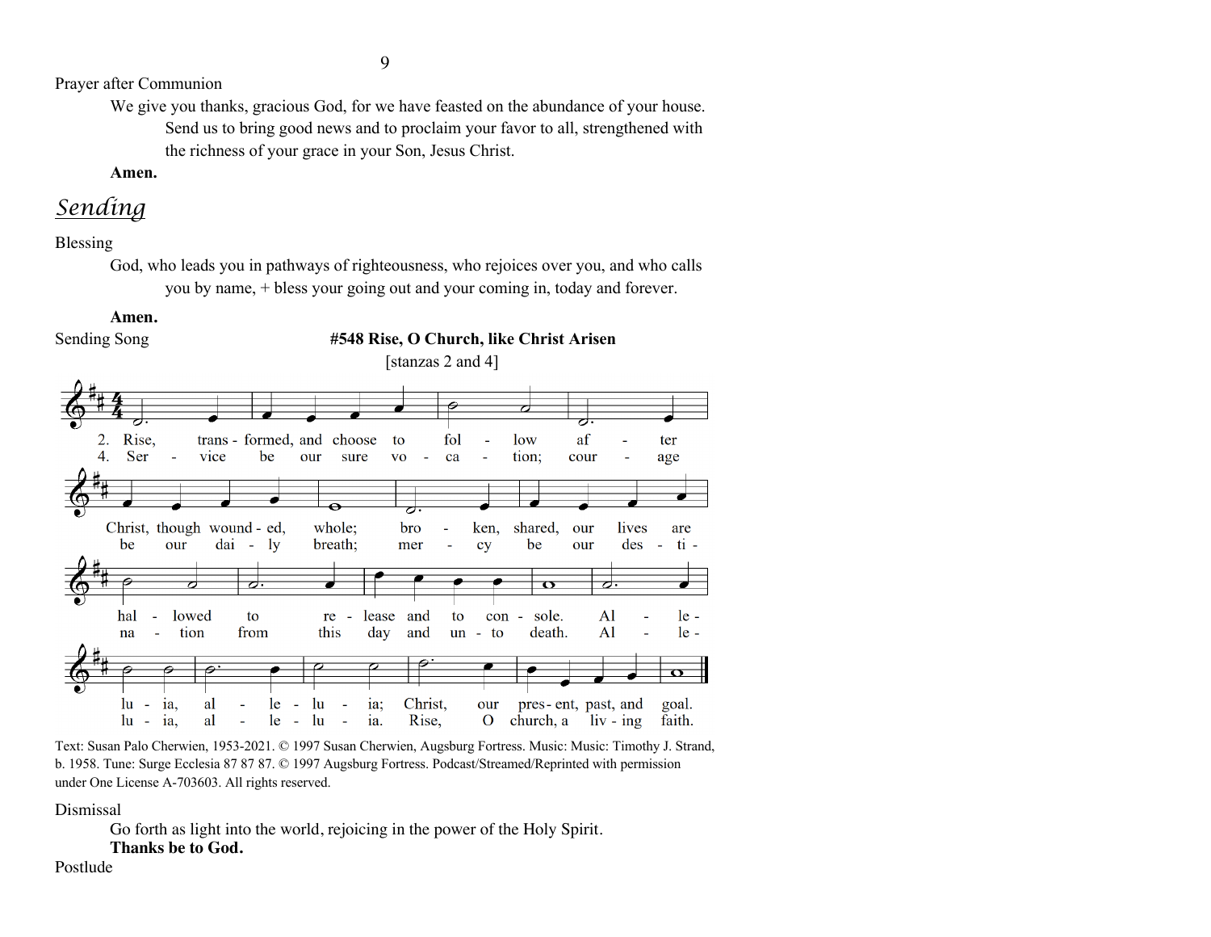Prayer after Communion

We give you thanks, gracious God, for we have feasted on the abundance of your house. Send us to bring good news and to proclaim your favor to all, strengthened with the richness of your grace in your Son, Jesus Christ.

**Amen.**

## *Sending*

Blessing

God, who leads you in pathways of righteousness, who rejoices over you, and who calls you by name, + bless your going out and your coming in, today and forever.

**Amen.**

Sending Song **#548 Rise, O Church, like Christ Arisen**

[stanzas 2 and 4]

2. Rise, trans - formed, and choose to fol - low af - ter Christ, though wound - ed, whole; bro - ken, shared, our lives are hal - lowed to re - lease and to con - sole. Al - le - lu - ia, al - le - lu - ia; Christ, our pres - ent, past, and goal.

4. Ser - vice be our sure vo - ca - tion; cour - age be our dai - ly breath; mer - cy be our des - ti - na - tion from this day and un - to death. Al - le - lu - ia, al - le - lu - ia. Rise, O church, a liv - ing faith.

Text: Susan Palo Cherwien, 1953-2021. © 1997 Susan Cherwien, Augsburg Fortress. Music: Music: Timothy J. Strand, b. 1958. Tune: Surge Ecclesia 87 87 87. © 1997 Augsburg Fortress. Podcast/Streamed/Reprinted with permission under One License A-703603. All rights reserved.

Dismissal

Go forth as light into the world, rejoicing in the power of the Holy Spirit.

**Thanks be to God.**

Postlude